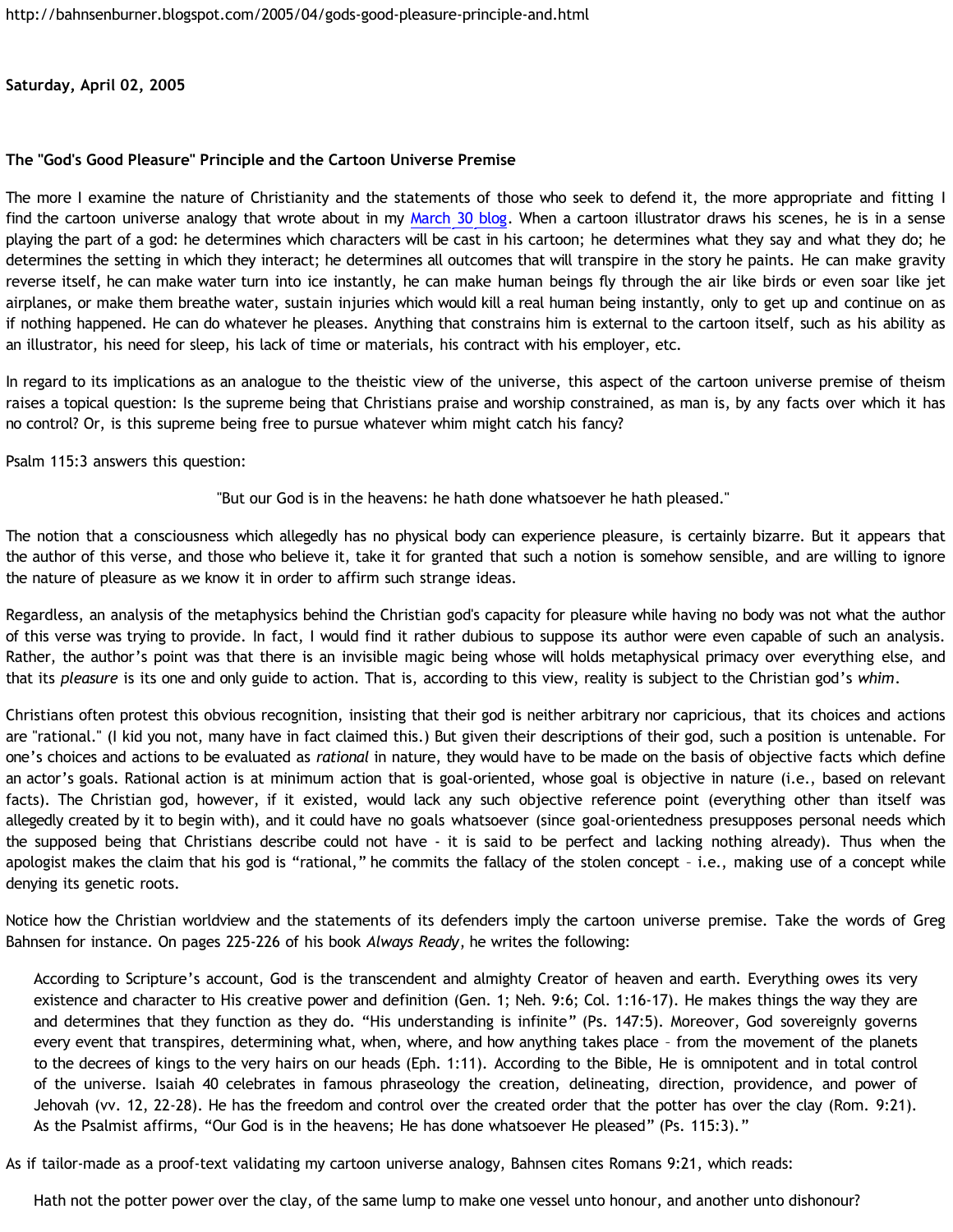http://bahnsenburner.blogspot.com/2005/04/gods-good-pleasure-principle-and.html

**Saturday, April 02, 2005**

**The "God's Good Pleasure" Principle and the Cartoon Universe Premise**

The more I examine the nature of Christianity and the statements of those who seek to defend it, the more appropriate and fitting I find the cartoon universe analogy that wrote about in my [March 30 blog](). When a cartoon illustrator draws his scenes, he is in a sense playing the part of a god: he determines which characters will be cast in his cartoon; he determines what they say and what they do; he determines the setting in which they interact; he determines all outcomes that will transpire in the story he paints. He can make gravity reverse itself, he can make water turn into ice instantly, he can make human beings fly through the air like birds or even soar like jet airplanes, or make them breathe water, sustain injuries which would kill a real human being instantly, only to get up and continue on as if nothing happened. He can do whatever he pleases. Anything that constrains him is external to the cartoon itself, such as his ability as an illustrator, his need for sleep, his lack of time or materials, his contract with his employer, etc.

In regard to its implications as an analogue to the theistic view of the universe, this aspect of the cartoon universe premise of theism raises a topical question: Is the supreme being that Christians praise and worship constrained, as man is, by any facts over which it has no control? Or, is this supreme being free to pursue whatever whim might catch his fancy?

Psalm 115:3 answers this question:

"But our God is in the heavens: he hath done whatsoever he hath pleased."

The notion that a consciousness which allegedly has no physical body can experience pleasure, is certainly bizarre. But it appears that the author of this verse, and those who believe it, take it for granted that such a notion is somehow sensible, and are willing to ignore the nature of pleasure as we know it in order to affirm such strange ideas.

Regardless, an analysis of the metaphysics behind the Christian god's capacity for pleasure while having no body was not what the author of this verse was trying to provide. In fact, I would find it rather dubious to suppose its author were even capable of such an analysis. Rather, the author's point was that there is an invisible magic being whose will holds metaphysical primacy over everything else, and that its *pleasure* is its one and only guide to action. That is, according to this view, reality is subject to the Christian god's *whim*.

Christians often protest this obvious recognition, insisting that their god is neither arbitrary nor capricious, that its choices and actions are "rational." (I kid you not, many have in fact claimed this.) But given their descriptions of their god, such a position is untenable. For one's choices and actions to be evaluated as *rational* in nature, they would have to be made on the basis of objective facts which define an actor's goals. Rational action is at minimum action that is goal-oriented, whose goal is objective in nature (i.e., based on relevant facts). The Christian god, however, if it existed, would lack any such objective reference point (everything other than itself was allegedly created by it to begin with), and it could have no goals whatsoever (since goal-orientedness presupposes personal needs which the supposed being that Christians describe could not have - it is said to be perfect and lacking nothing already). Thus when the apologist makes the claim that his god is "rational," he commits the fallacy of the stolen concept – i.e., making use of a concept while denying its genetic roots.

Notice how the Christian worldview and the statements of its defenders imply the cartoon universe premise. Take the words of Greg Bahnsen for instance. On pages 225-226 of his book *Always Ready*, he writes the following:

> According to Scripture's account, God is the transcendent and almighty Creator of heaven and earth. Everything owes its very existence and character to His creative power and definition (Gen. 1; Neh. 9:6; Col. 1:16-17). He makes things the way they are and determines that they function as they do. "His understanding is infinite" (Ps. 147:5). Moreover, God sovereignly governs every event that transpires, determining what, when, where, and how anything takes place – from the movement of the planets to the decrees of kings to the very hairs on our heads (Eph. 1:11). According to the Bible, He is omnipotent and in total control of the universe. Isaiah 40 celebrates in famous phraseology the creation, delineating, direction, providence, and power of Jehovah (vv. 12, 22-28). He has the freedom and control over the created order that the potter has over the clay (Rom. 9:21). As the Psalmist affirms, "Our God is in the heavens; He has done whatsoever He pleased" (Ps. 115:3)."

As if tailor-made as a proof-text validating my cartoon universe analogy, Bahnsen cites Romans 9:21, which reads:

> Hath not the potter power over the clay, of the same lump to make one vessel unto honour, and another unto dishonour?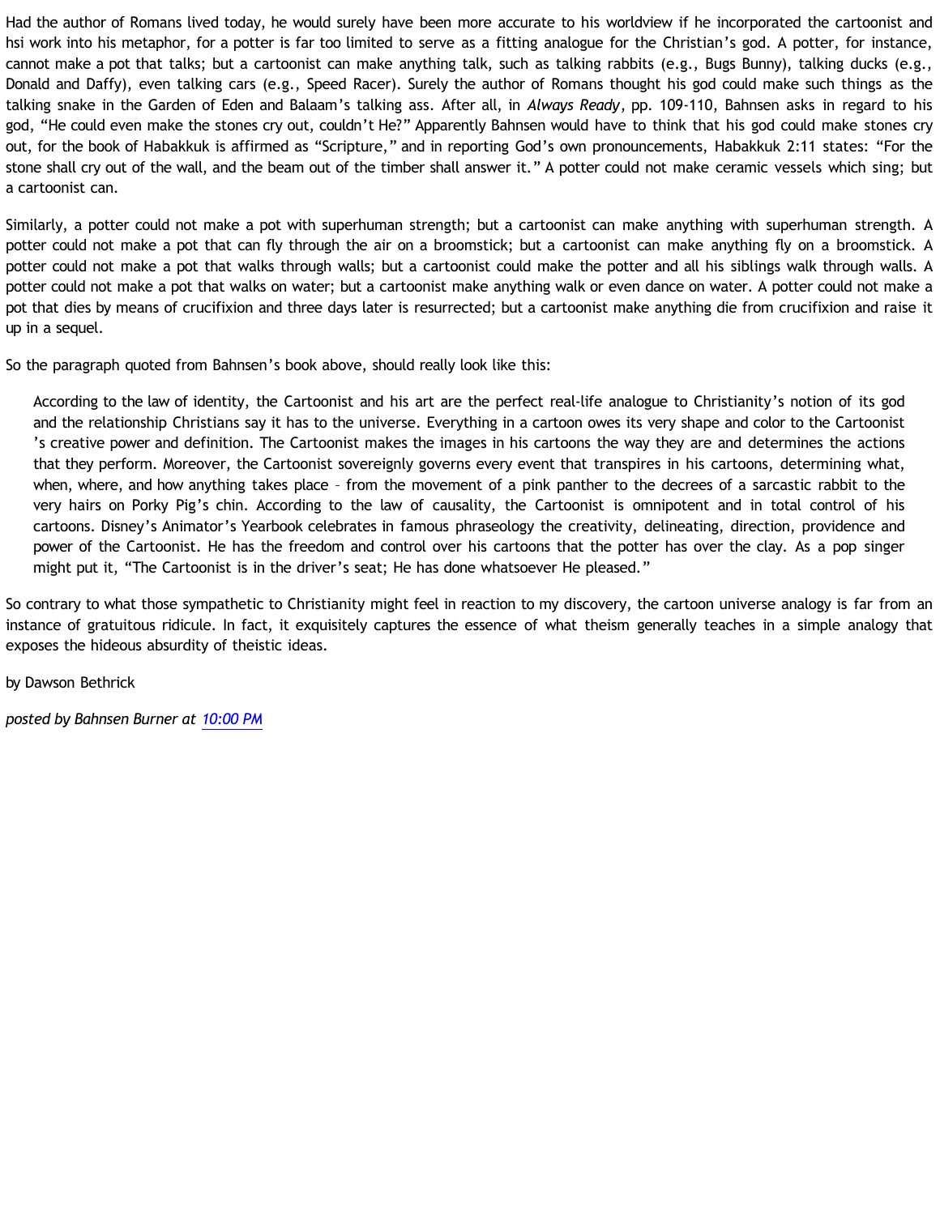Had the author of Romans lived today, he would surely have been more accurate to his worldview if he incorporated the cartoonist and hsi work into his metaphor, for a potter is far too limited to serve as a fitting analogue for the Christian's god. A potter, for instance, cannot make a pot that talks; but a cartoonist can make anything talk, such as talking rabbits (e.g., Bugs Bunny), talking ducks (e.g., Donald and Daffy), even talking cars (e.g., Speed Racer). Surely the author of Romans thought his god could make such things as the talking snake in the Garden of Eden and Balaam's talking ass. After all, in *Always Ready*, pp. 109-110, Bahnsen asks in regard to his god, "He could even make the stones cry out, couldn't He?" Apparently Bahnsen would have to think that his god could make stones cry out, for the book of Habakkuk is affirmed as "Scripture," and in reporting God's own pronouncements, Habakkuk 2:11 states: "For the stone shall cry out of the wall, and the beam out of the timber shall answer it." A potter could not make ceramic vessels which sing; but a cartoonist can.

Similarly, a potter could not make a pot with superhuman strength; but a cartoonist can make anything with superhuman strength. A potter could not make a pot that can fly through the air on a broomstick; but a cartoonist can make anything fly on a broomstick. A potter could not make a pot that walks through walls; but a cartoonist could make the potter and all his siblings walk through walls. A potter could not make a pot that walks on water; but a cartoonist make anything walk or even dance on water. A potter could not make a pot that dies by means of crucifixion and three days later is resurrected; but a cartoonist make anything die from crucifixion and raise it up in a sequel.

So the paragraph quoted from Bahnsen's book above, should really look like this:

> According to the law of identity, the Cartoonist and his art are the perfect real-life analogue to Christianity's notion of its god and the relationship Christians say it has to the universe. Everything in a cartoon owes its very shape and color to the Cartoonist's creative power and definition. The Cartoonist makes the images in his cartoons the way they are and determines the actions that they perform. Moreover, the Cartoonist sovereignly governs every event that transpires in his cartoons, determining what, when, where, and how anything takes place – from the movement of a pink panther to the decrees of a sarcastic rabbit to the very hairs on Porky Pig's chin. According to the law of causality, the Cartoonist is omnipotent and in total control of his cartoons. Disney's Animator's Yearbook celebrates in famous phraseology the creativity, delineating, direction, providence and power of the Cartoonist. He has the freedom and control over his cartoons that the potter has over the clay. As a pop singer might put it, "The Cartoonist is in the driver's seat; He has done whatsoever He pleased."

So contrary to what those sympathetic to Christianity might feel in reaction to my discovery, the cartoon universe analogy is far from an instance of gratuitous ridicule. In fact, it exquisitely captures the essence of what theism generally teaches in a simple analogy that exposes the hideous absurdity of theistic ideas.

by Dawson Bethrick

*posted by Bahnsen Burner at 10:00 PM*